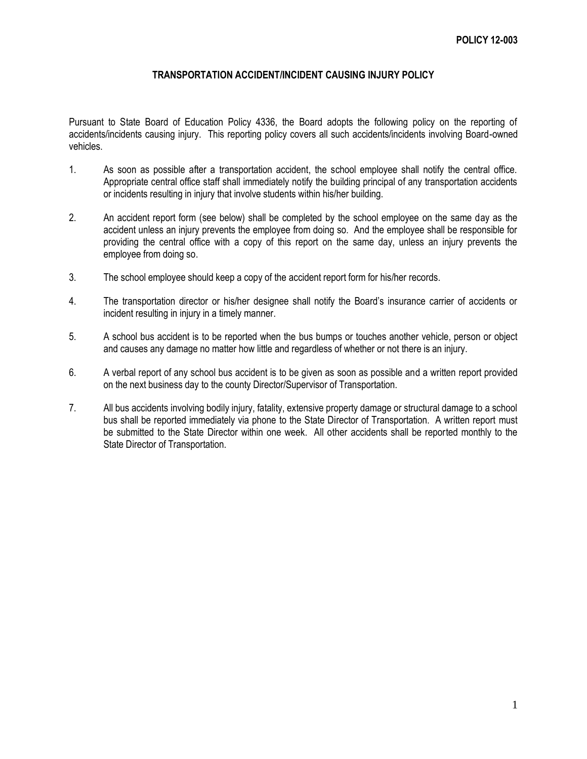**POLICY 12-003**

# TRANSPORTATION ACCIDENT/INCIDENT CAUSING INJURY POLICY

Pursuant to State Board of Education Policy 4336, the Board adopts the following policy on the reporting of accidents/incidents causing injury. This reporting policy covers all such accidents/incidents involving Board-owned vehicles.

1. As soon as possible after a transportation accident, the school employee shall notify the central office. Appropriate central office staff shall immediately notify the building principal of any transportation accidents or incidents resulting in injury that involve students within his/her building.

2. An accident report form (see below) shall be completed by the school employee on the same day as the accident unless an injury prevents the employee from doing so. And the employee shall be responsible for providing the central office with a copy of this report on the same day, unless an injury prevents the employee from doing so.

3. The school employee should keep a copy of the accident report form for his/her records.

4. The transportation director or his/her designee shall notify the Board's insurance carrier of accidents or incident resulting in injury in a timely manner.

5. A school bus accident is to be reported when the bus bumps or touches another vehicle, person or object and causes any damage no matter how little and regardless of whether or not there is an injury.

6. A verbal report of any school bus accident is to be given as soon as possible and a written report provided on the next business day to the county Director/Supervisor of Transportation.

7. All bus accidents involving bodily injury, fatality, extensive property damage or structural damage to a school bus shall be reported immediately via phone to the State Director of Transportation. A written report must be submitted to the State Director within one week. All other accidents shall be reported monthly to the State Director of Transportation.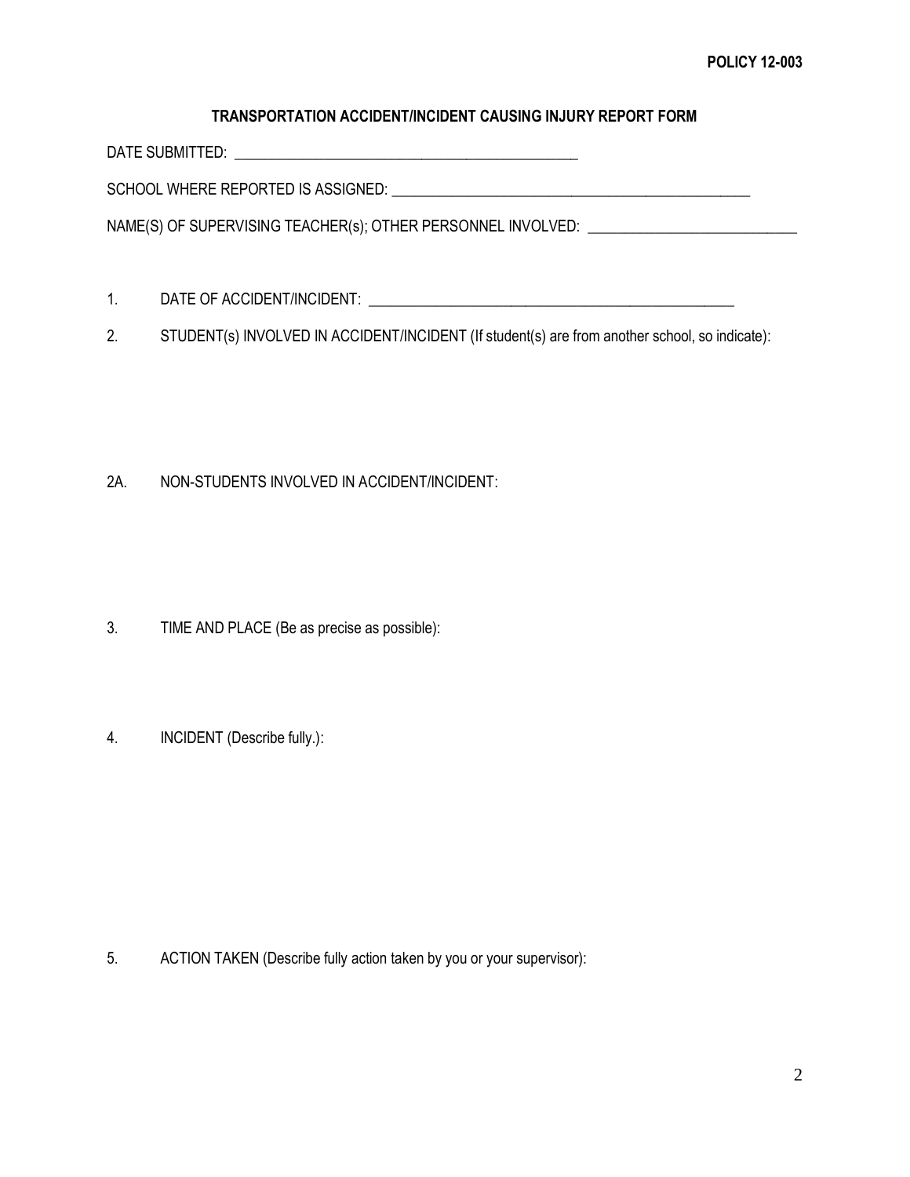**POLICY 12-003**

## TRANSPORTATION ACCIDENT/INCIDENT CAUSING INJURY REPORT FORM

DATE SUBMITTED: ______________________________________________

SCHOOL WHERE REPORTED IS ASSIGNED: __________________________________________________

NAME(S) OF SUPERVISING TEACHER(s); OTHER PERSONNEL INVOLVED: ____________________________

1. DATE OF ACCIDENT/INCIDENT: ___________________________________________________

2. STUDENT(s) INVOLVED IN ACCIDENT/INCIDENT (If student(s) are from another school, so indicate):

2A. NON-STUDENTS INVOLVED IN ACCIDENT/INCIDENT:

3. TIME AND PLACE (Be as precise as possible):

4. INCIDENT (Describe fully.):

5. ACTION TAKEN (Describe fully action taken by you or your supervisor):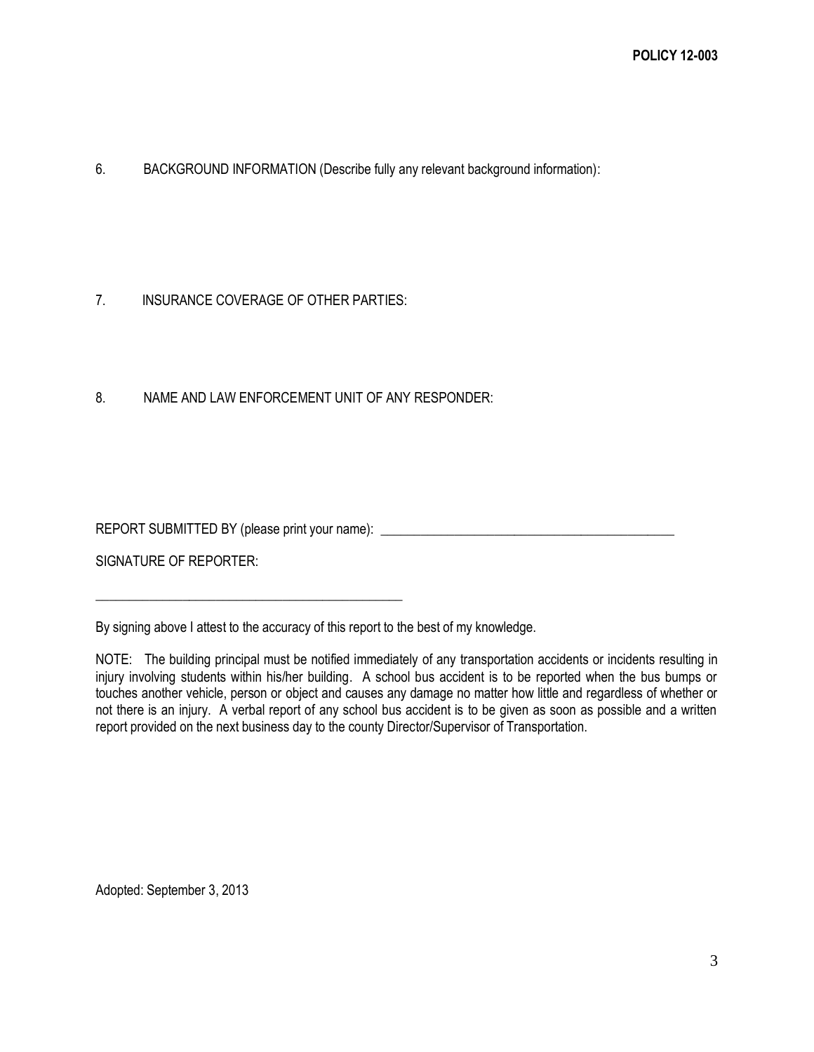6. BACKGROUND INFORMATION (Describe fully any relevant background information):

7. INSURANCE COVERAGE OF OTHER PARTIES:

8. NAME AND LAW ENFORCEMENT UNIT OF ANY RESPONDER:

REPORT SUBMITTED BY (please print your name): _______________________________________________

SIGNATURE OF REPORTER:

_______________________________________________

By signing above I attest to the accuracy of this report to the best of my knowledge.

NOTE: The building principal must be notified immediately of any transportation accidents or incidents resulting in injury involving students within his/her building. A school bus accident is to be reported when the bus bumps or touches another vehicle, person or object and causes any damage no matter how little and regardless of whether or not there is an injury. A verbal report of any school bus accident is to be given as soon as possible and a written report provided on the next business day to the county Director/Supervisor of Transportation.

Adopted: September 3, 2013